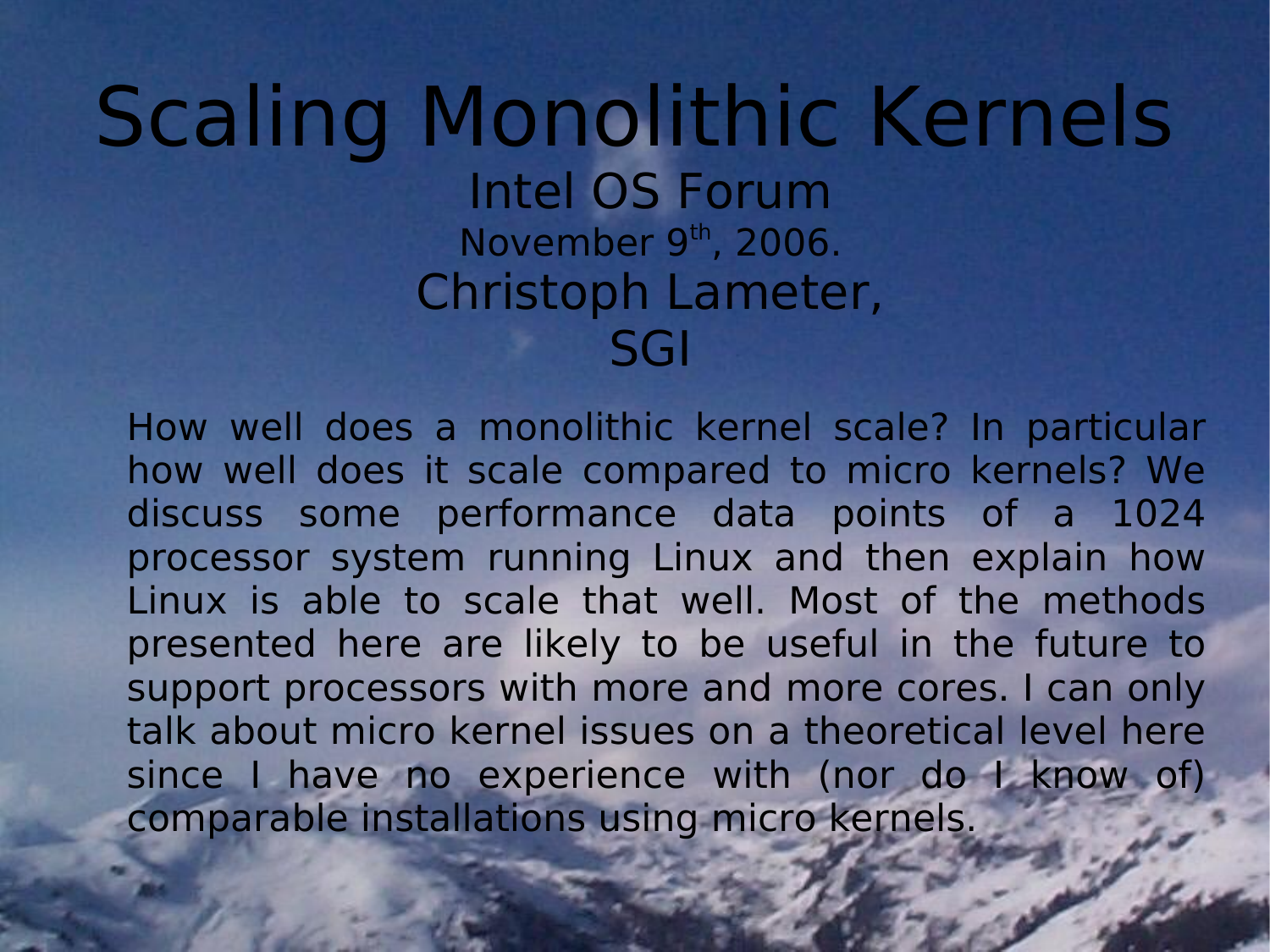# Scaling Monolithic Kernels

Intel OS Forum

November 9th, 2006.

Christoph Lameter,
SGI

How well does a monolithic kernel scale? In particular how well does it scale compared to micro kernels? We discuss some performance data points of a 1024 processor system running Linux and then explain how Linux is able to scale that well. Most of the methods presented here are likely to be useful in the future to support processors with more and more cores. I can only talk about micro kernel issues on a theoretical level here since I have no experience with (nor do I know of) comparable installations using micro kernels.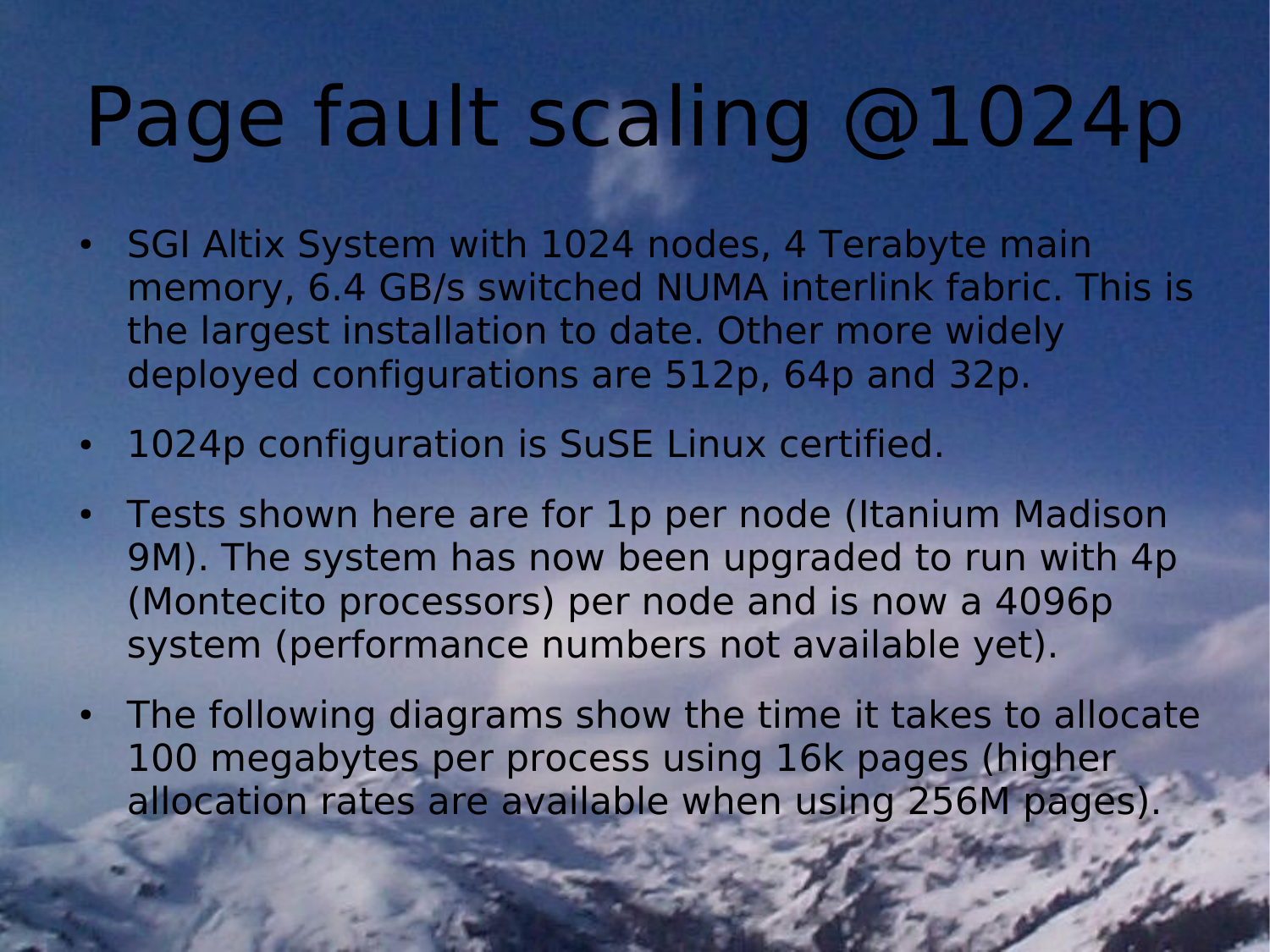# Page fault scaling @1024p

- SGI Altix System with 1024 nodes, 4 Terabyte main memory, 6.4 GB/s switched NUMA interlink fabric. This is the largest installation to date. Other more widely deployed configurations are 512p, 64p and 32p.
- 1024p configuration is SuSE Linux certified.
- Tests shown here are for 1p per node (Itanium Madison 9M). The system has now been upgraded to run with 4p (Montecito processors) per node and is now a 4096p system (performance numbers not available yet).
- The following diagrams show the time it takes to allocate 100 megabytes per process using 16k pages (higher allocation rates are available when using 256M pages).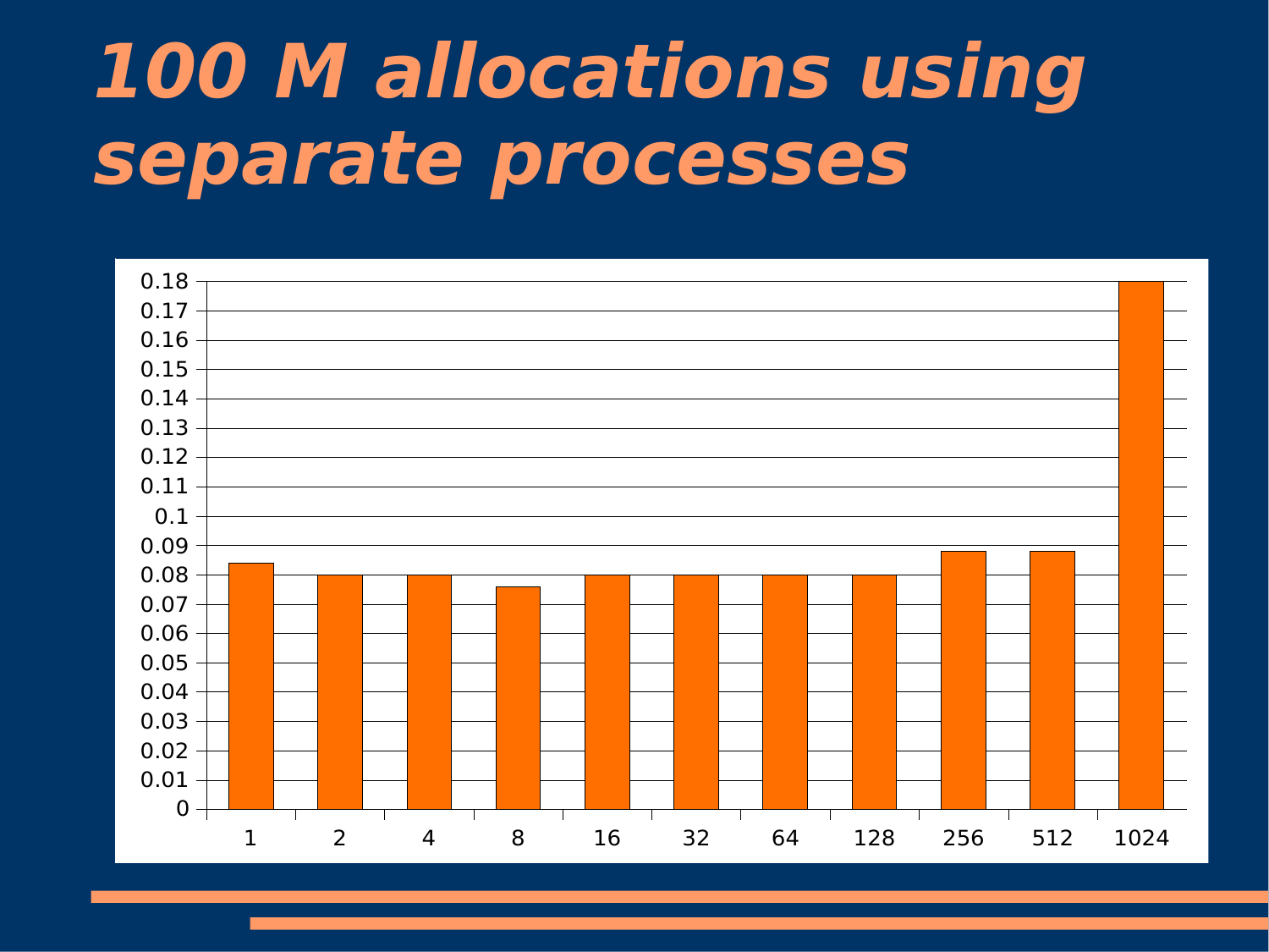# 100 M allocations using separate processes

| Allocation size | Value |
|---|---|
| 1 | 0.084 |
| 2 | 0.08 |
| 4 | 0.08 |
| 8 | 0.076 |
| 16 | 0.08 |
| 32 | 0.08 |
| 64 | 0.08 |
| 128 | 0.08 |
| 256 | 0.088 |
| 512 | 0.088 |
| 1024 | 0.18 |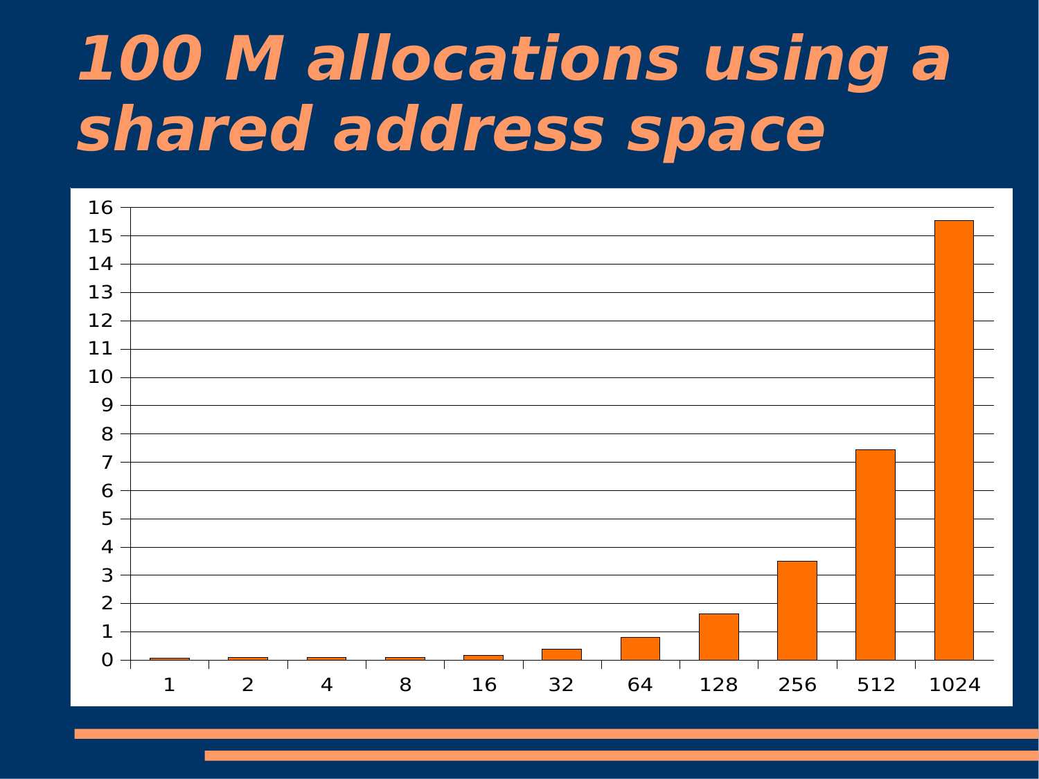# 100 M allocations using a shared address space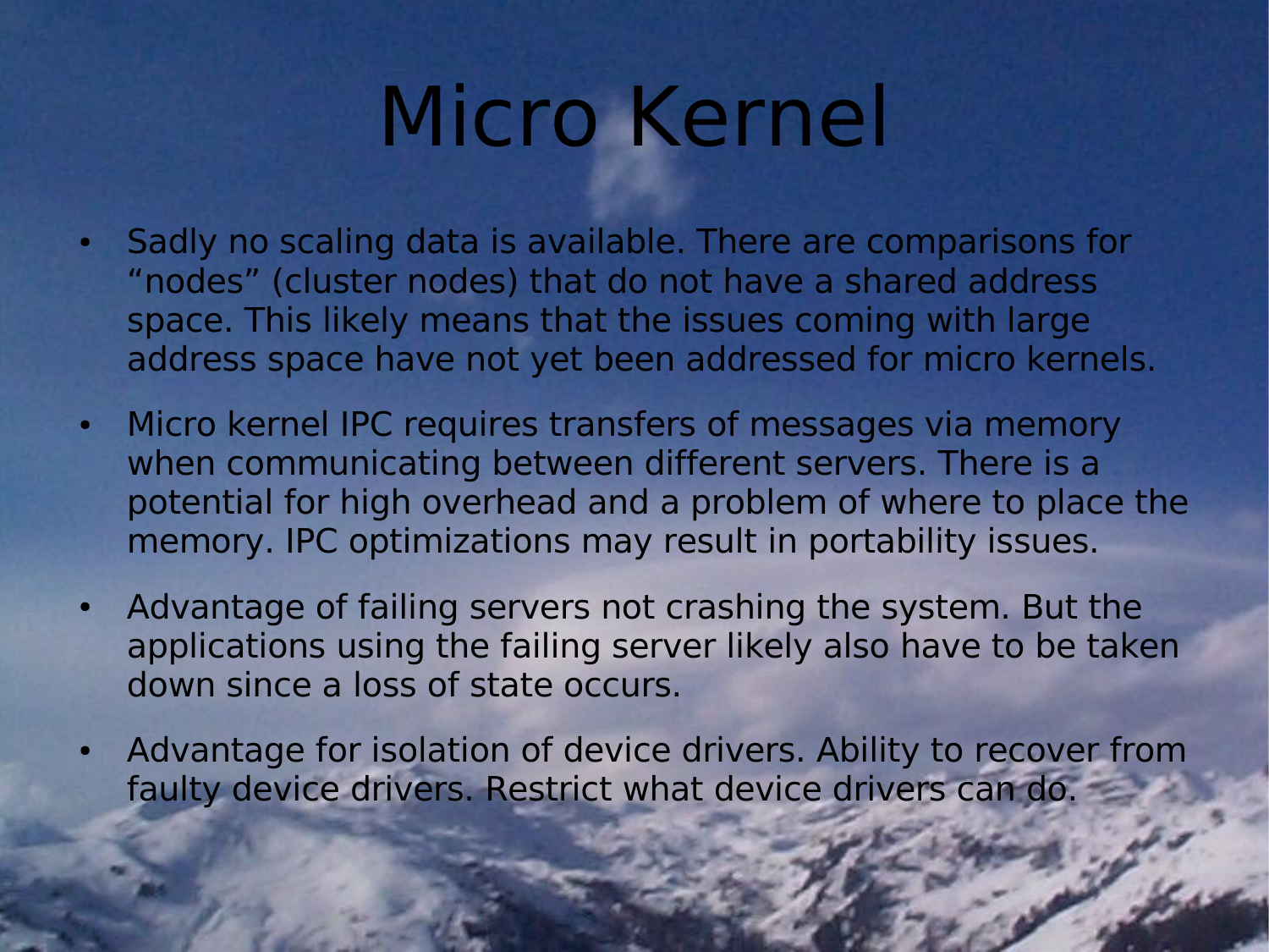# Micro Kernel

- Sadly no scaling data is available. There are comparisons for “nodes” (cluster nodes) that do not have a shared address space. This likely means that the issues coming with large address space have not yet been addressed for micro kernels.
- Micro kernel IPC requires transfers of messages via memory when communicating between different servers. There is a potential for high overhead and a problem of where to place the memory. IPC optimizations may result in portability issues.
- Advantage of failing servers not crashing the system. But the applications using the failing server likely also have to be taken down since a loss of state occurs.
- Advantage for isolation of device drivers. Ability to recover from faulty device drivers. Restrict what device drivers can do.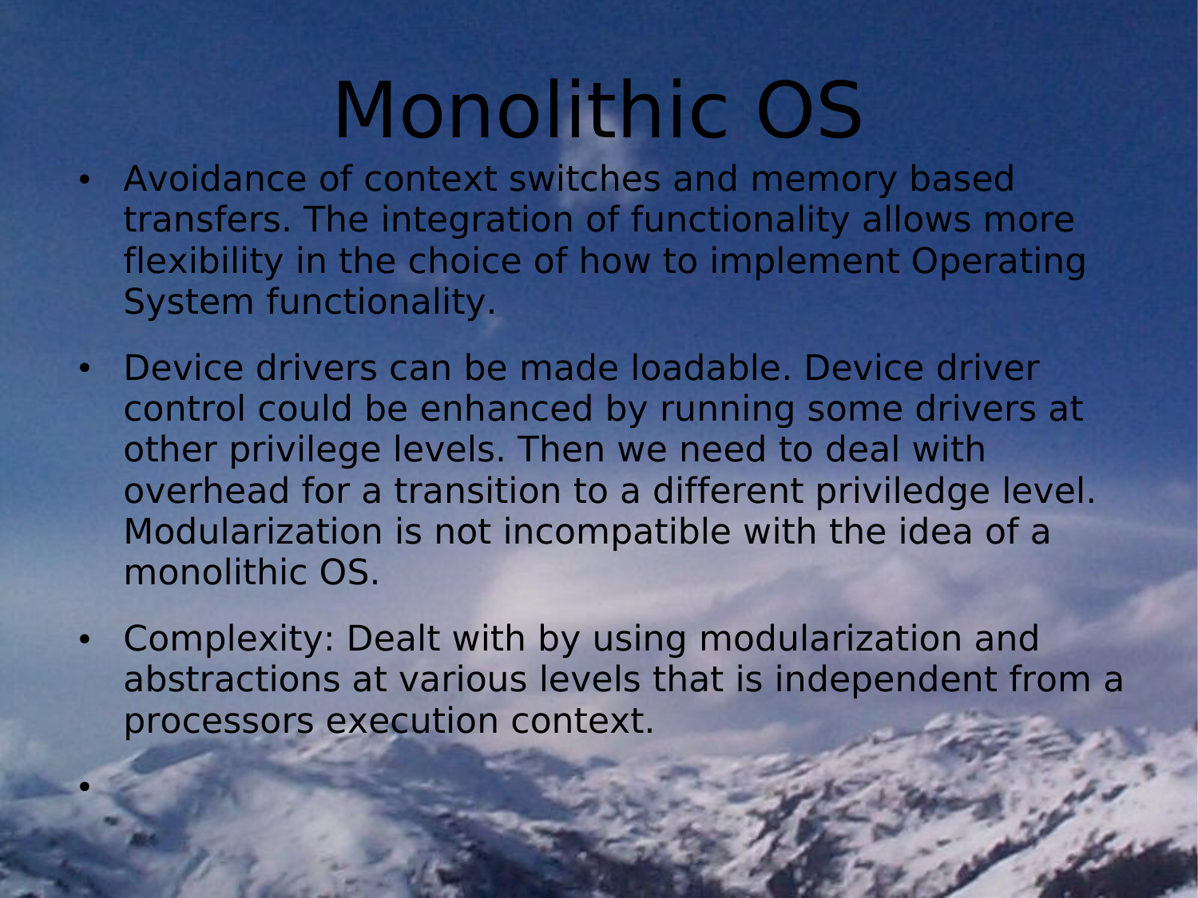# Monolithic OS

- Avoidance of context switches and memory based transfers. The integration of functionality allows more flexibility in the choice of how to implement Operating System functionality.
- Device drivers can be made loadable. Device driver control could be enhanced by running some drivers at other privilege levels. Then we need to deal with overhead for a transition to a different priviledge level. Modularization is not incompatible with the idea of a monolithic OS.
- Complexity: Dealt with by using modularization and abstractions at various levels that is independent from a processors execution context.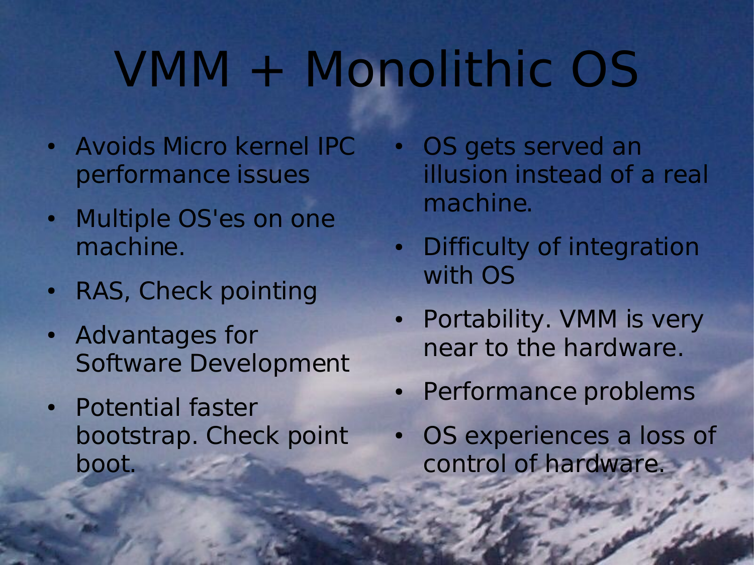# VMM + Monolithic OS

- Avoids Micro kernel IPC performance issues
- Multiple OS'es on one machine.
- RAS, Check pointing
- Advantages for Software Development
- Potential faster bootstrap. Check point boot.

- OS gets served an illusion instead of a real machine.
- Difficulty of integration with OS
- Portability. VMM is very near to the hardware.
- Performance problems
- OS experiences a loss of control of hardware.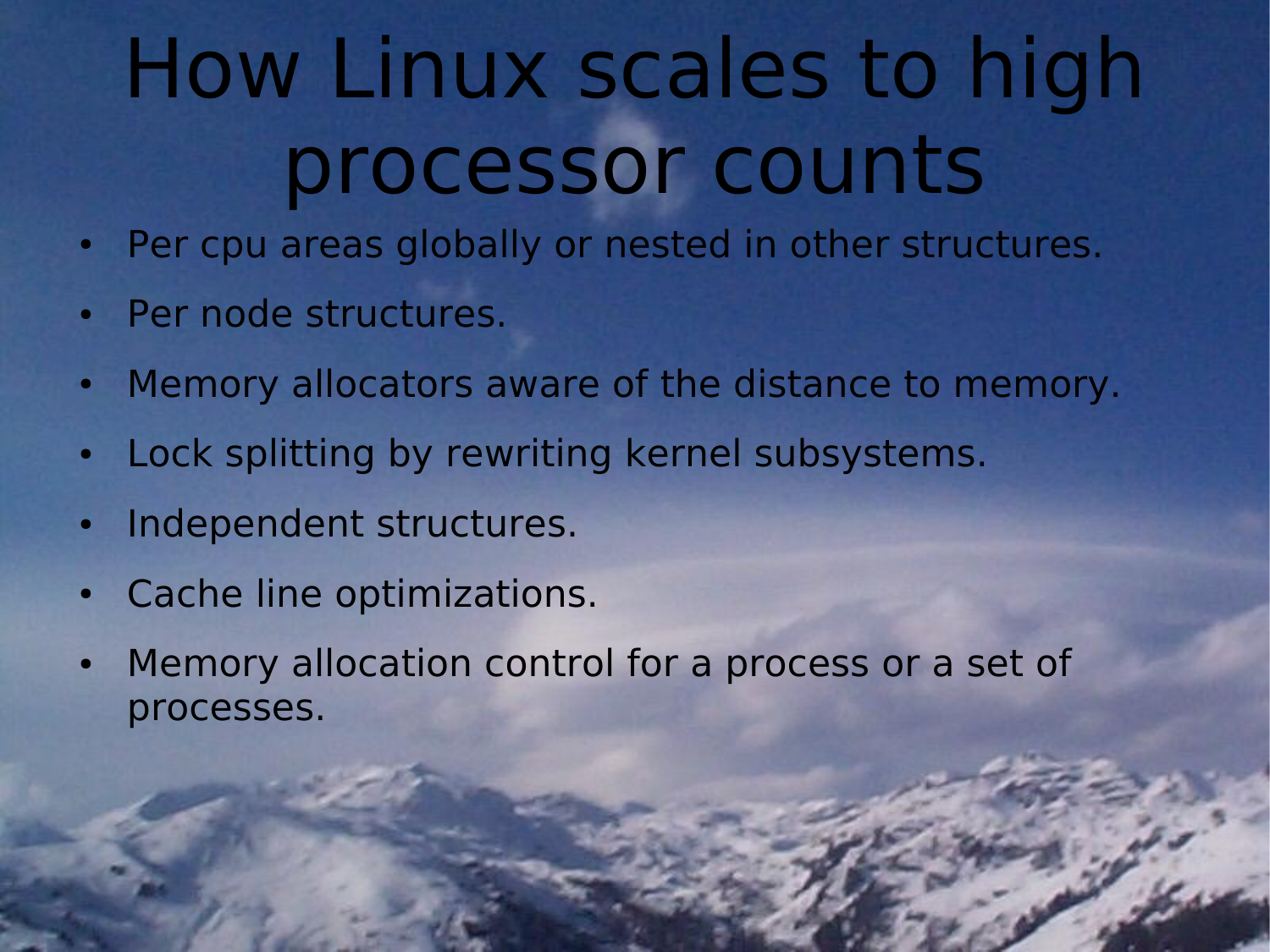# How Linux scales to high processor counts

- Per cpu areas globally or nested in other structures.
- Per node structures.
- Memory allocators aware of the distance to memory.
- Lock splitting by rewriting kernel subsystems.
- Independent structures.
- Cache line optimizations.
- Memory allocation control for a process or a set of processes.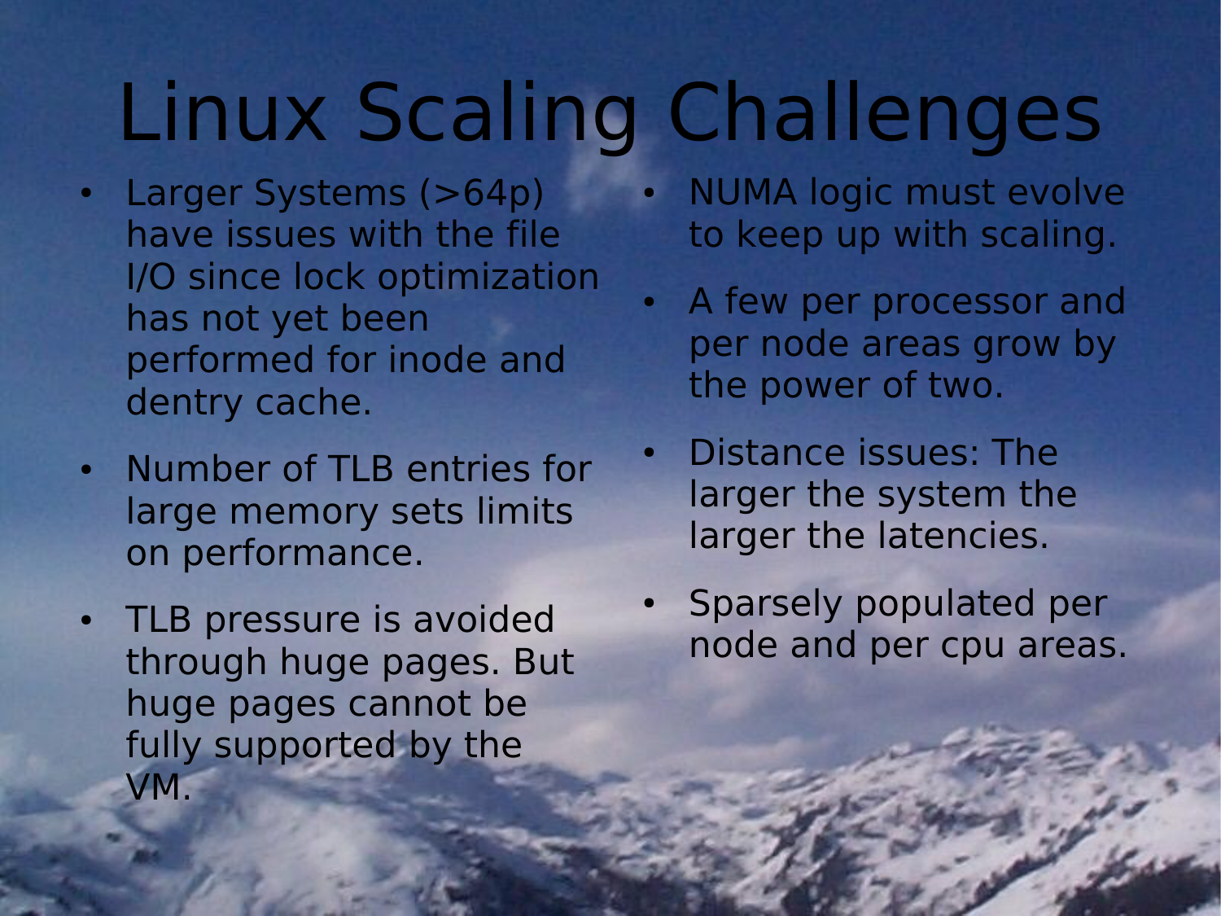# Linux Scaling Challenges

- Larger Systems (>64p) have issues with the file I/O since lock optimization has not yet been performed for inode and dentry cache.
- Number of TLB entries for large memory sets limits on performance.
- TLB pressure is avoided through huge pages. But huge pages cannot be fully supported by the VM.
- NUMA logic must evolve to keep up with scaling.
- A few per processor and per node areas grow by the power of two.
- Distance issues: The larger the system the larger the latencies.
- Sparsely populated per node and per cpu areas.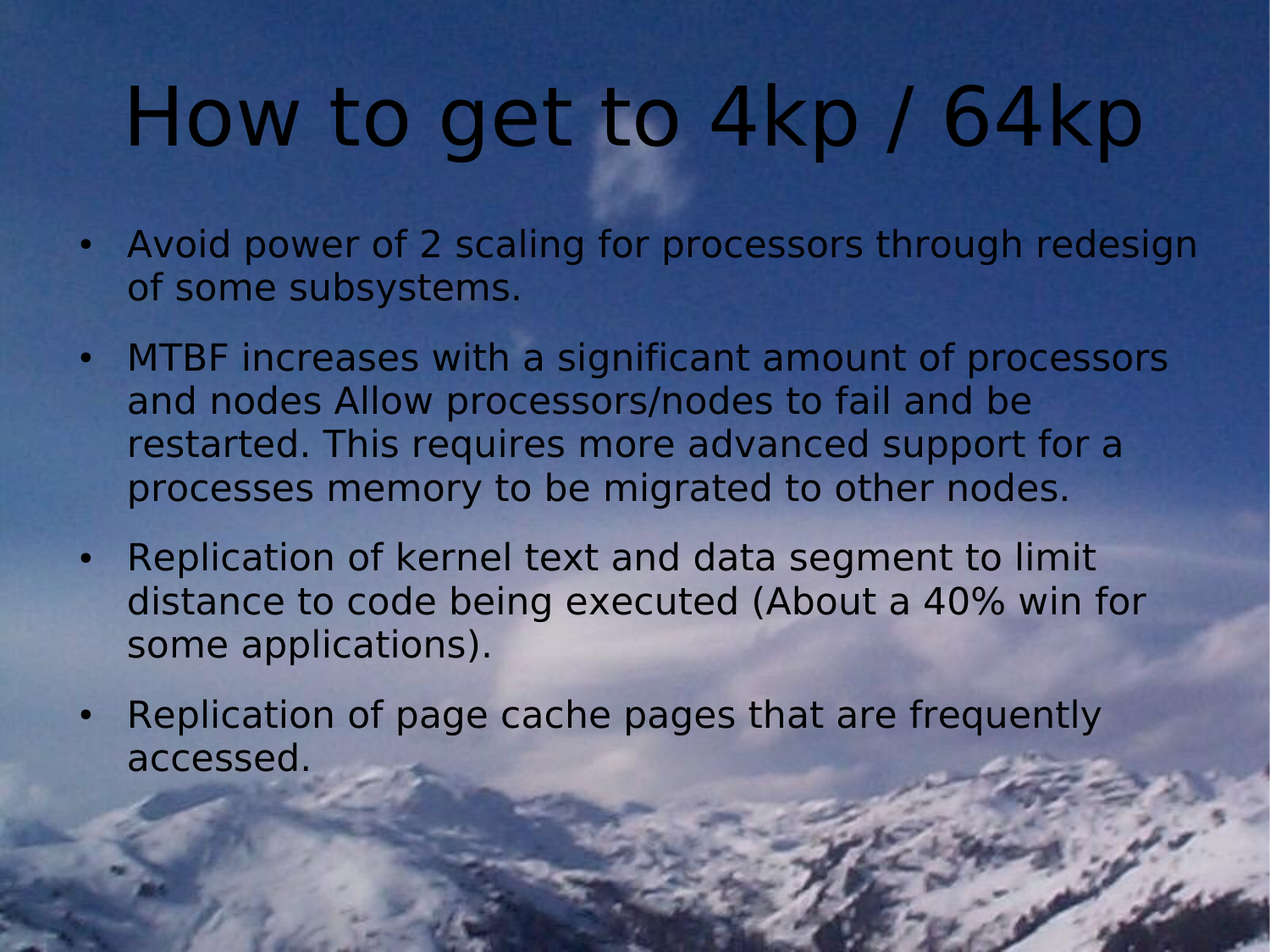# How to get to 4kp / 64kp

- Avoid power of 2 scaling for processors through redesign of some subsystems.
- MTBF increases with a significant amount of processors and nodes Allow processors/nodes to fail and be restarted. This requires more advanced support for a processes memory to be migrated to other nodes.
- Replication of kernel text and data segment to limit distance to code being executed (About a 40% win for some applications).
- Replication of page cache pages that are frequently accessed.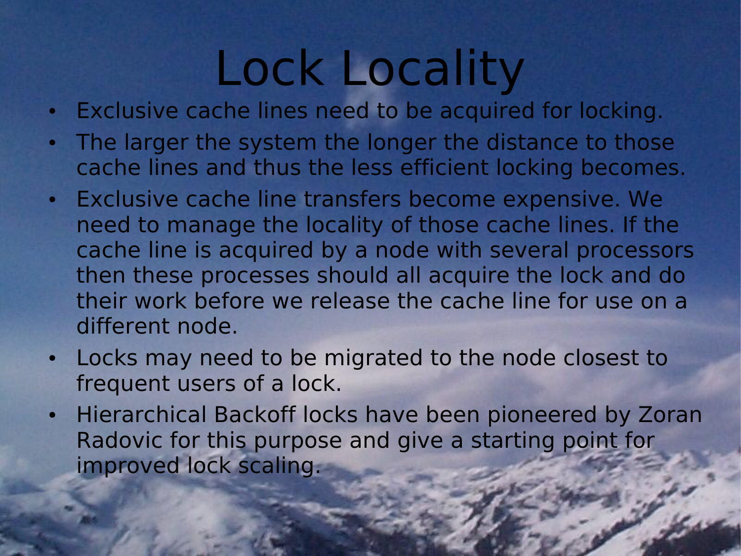# Lock Locality

- Exclusive cache lines need to be acquired for locking.
- The larger the system the longer the distance to those cache lines and thus the less efficient locking becomes.
- Exclusive cache line transfers become expensive. We need to manage the locality of those cache lines. If the cache line is acquired by a node with several processors then these processes should all acquire the lock and do their work before we release the cache line for use on a different node.
- Locks may need to be migrated to the node closest to frequent users of a lock.
- Hierarchical Backoff locks have been pioneered by Zoran Radovic for this purpose and give a starting point for improved lock scaling.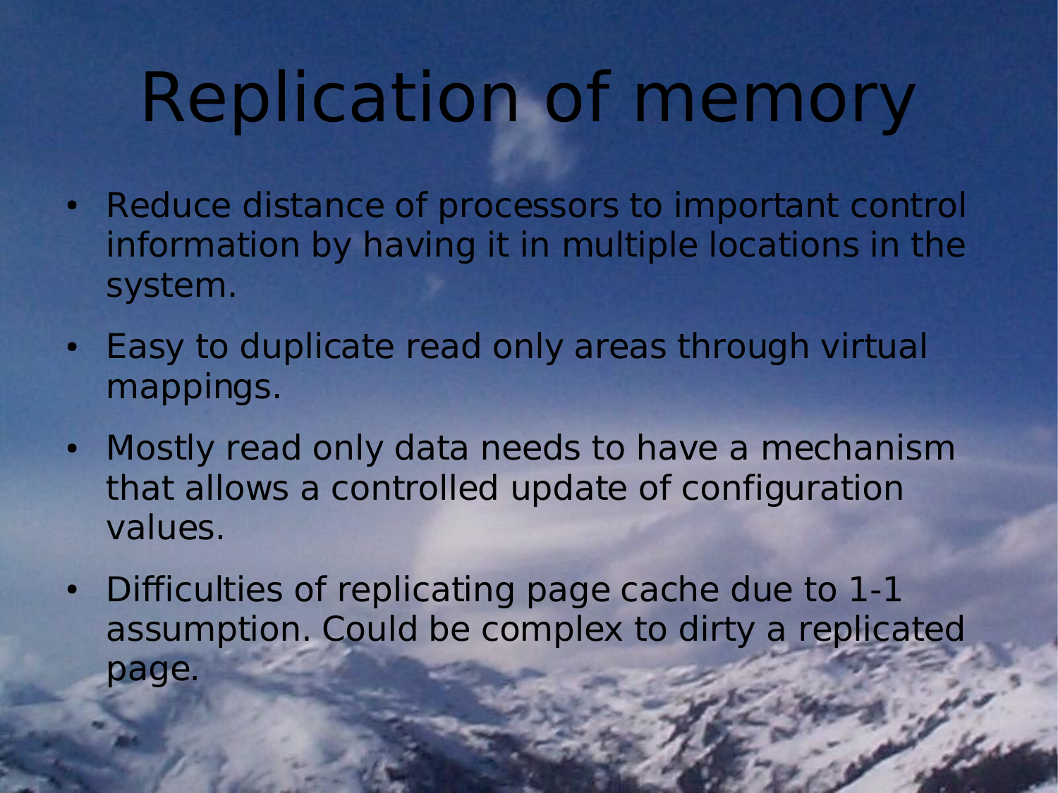# Replication of memory

- Reduce distance of processors to important control information by having it in multiple locations in the system.
- Easy to duplicate read only areas through virtual mappings.
- Mostly read only data needs to have a mechanism that allows a controlled update of configuration values.
- Difficulties of replicating page cache due to 1-1 assumption. Could be complex to dirty a replicated page.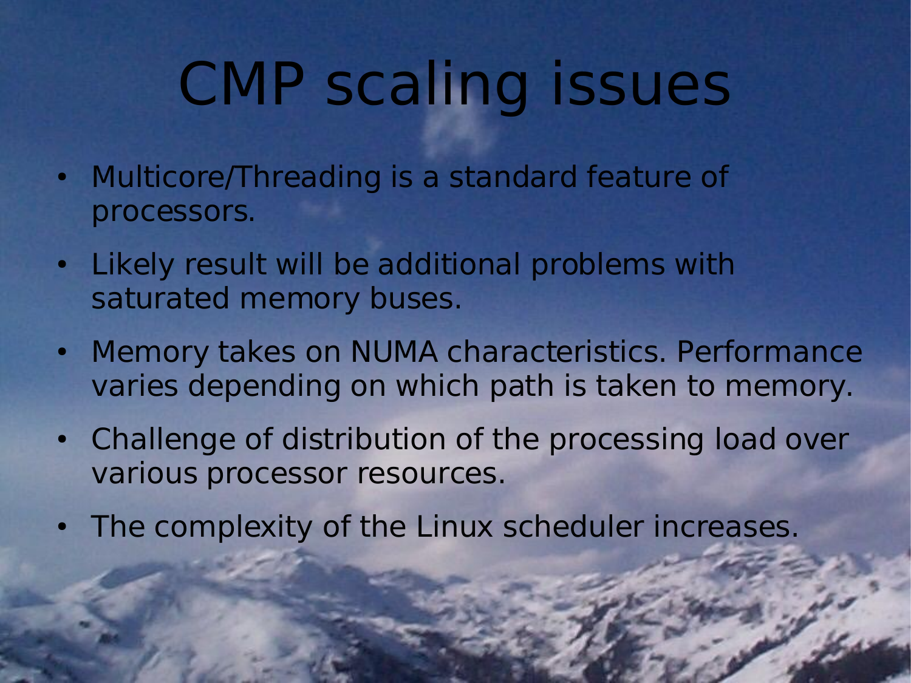# CMP scaling issues

- Multicore/Threading is a standard feature of processors.
- Likely result will be additional problems with saturated memory buses.
- Memory takes on NUMA characteristics. Performance varies depending on which path is taken to memory.
- Challenge of distribution of the processing load over various processor resources.
- The complexity of the Linux scheduler increases.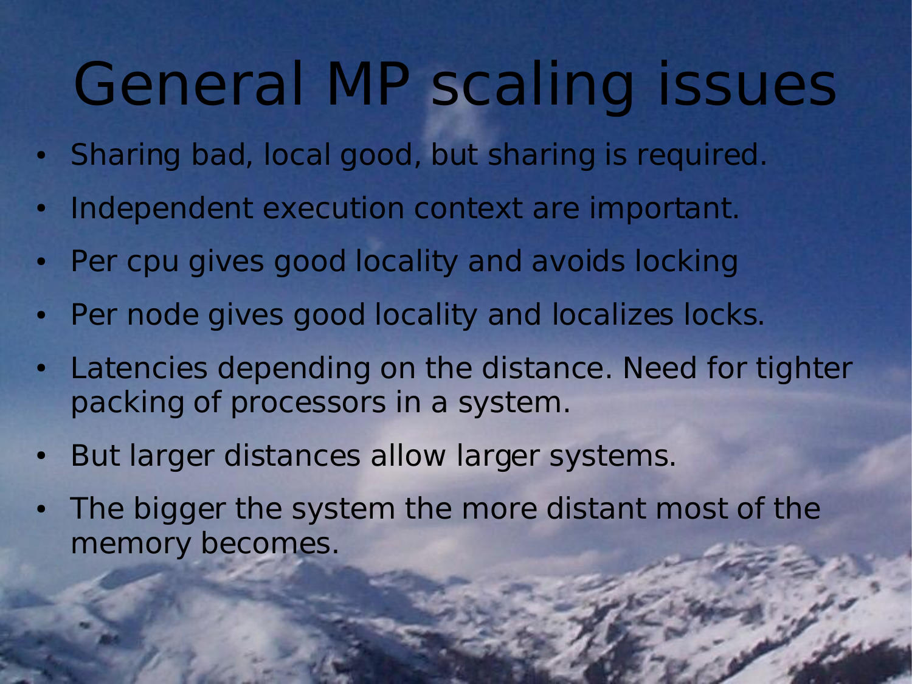# General MP scaling issues

- Sharing bad, local good, but sharing is required.
- Independent execution context are important.
- Per cpu gives good locality and avoids locking
- Per node gives good locality and localizes locks.
- Latencies depending on the distance. Need for tighter packing of processors in a system.
- But larger distances allow larger systems.
- The bigger the system the more distant most of the memory becomes.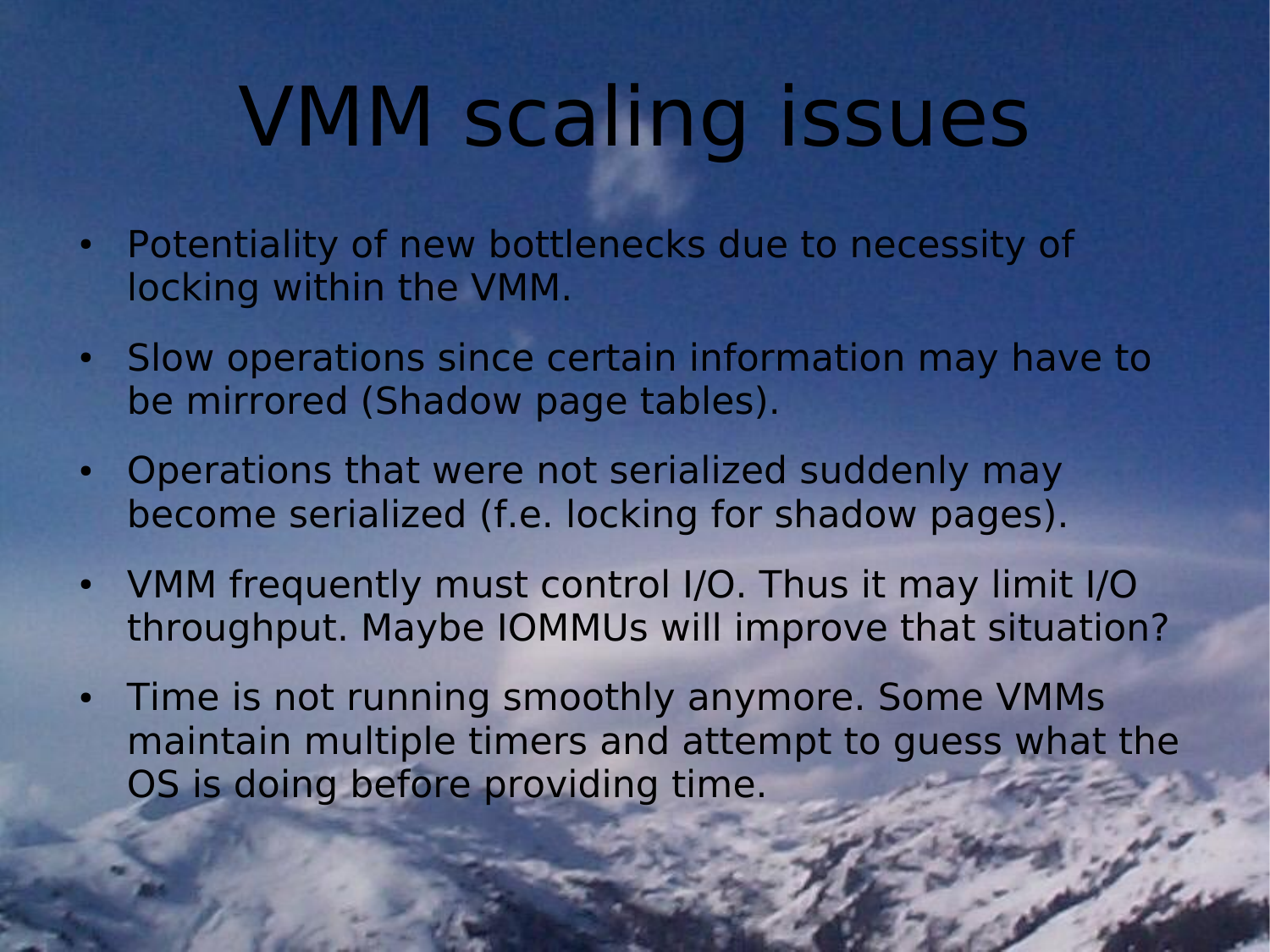# VMM scaling issues

- Potentiality of new bottlenecks due to necessity of locking within the VMM.
- Slow operations since certain information may have to be mirrored (Shadow page tables).
- Operations that were not serialized suddenly may become serialized (f.e. locking for shadow pages).
- VMM frequently must control I/O. Thus it may limit I/O throughput. Maybe IOMMUs will improve that situation?
- Time is not running smoothly anymore. Some VMMs maintain multiple timers and attempt to guess what the OS is doing before providing time.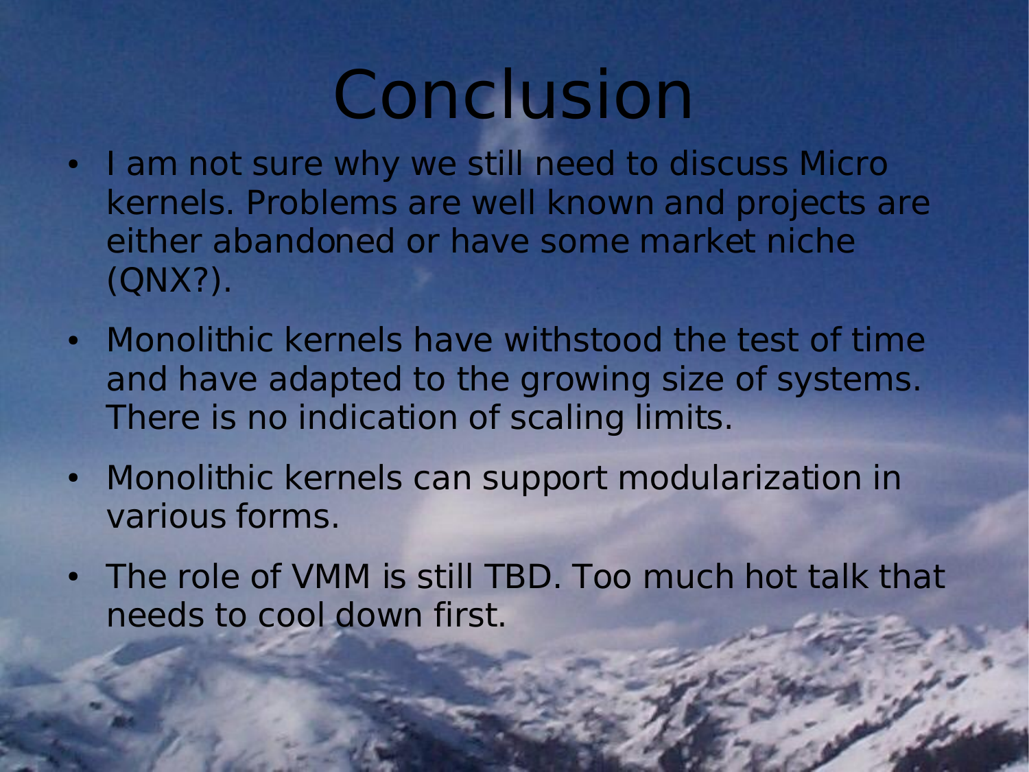# Conclusion

- I am not sure why we still need to discuss Micro kernels. Problems are well known and projects are either abandoned or have some market niche (QNX?).
- Monolithic kernels have withstood the test of time and have adapted to the growing size of systems. There is no indication of scaling limits.
- Monolithic kernels can support modularization in various forms.
- The role of VMM is still TBD. Too much hot talk that needs to cool down first.